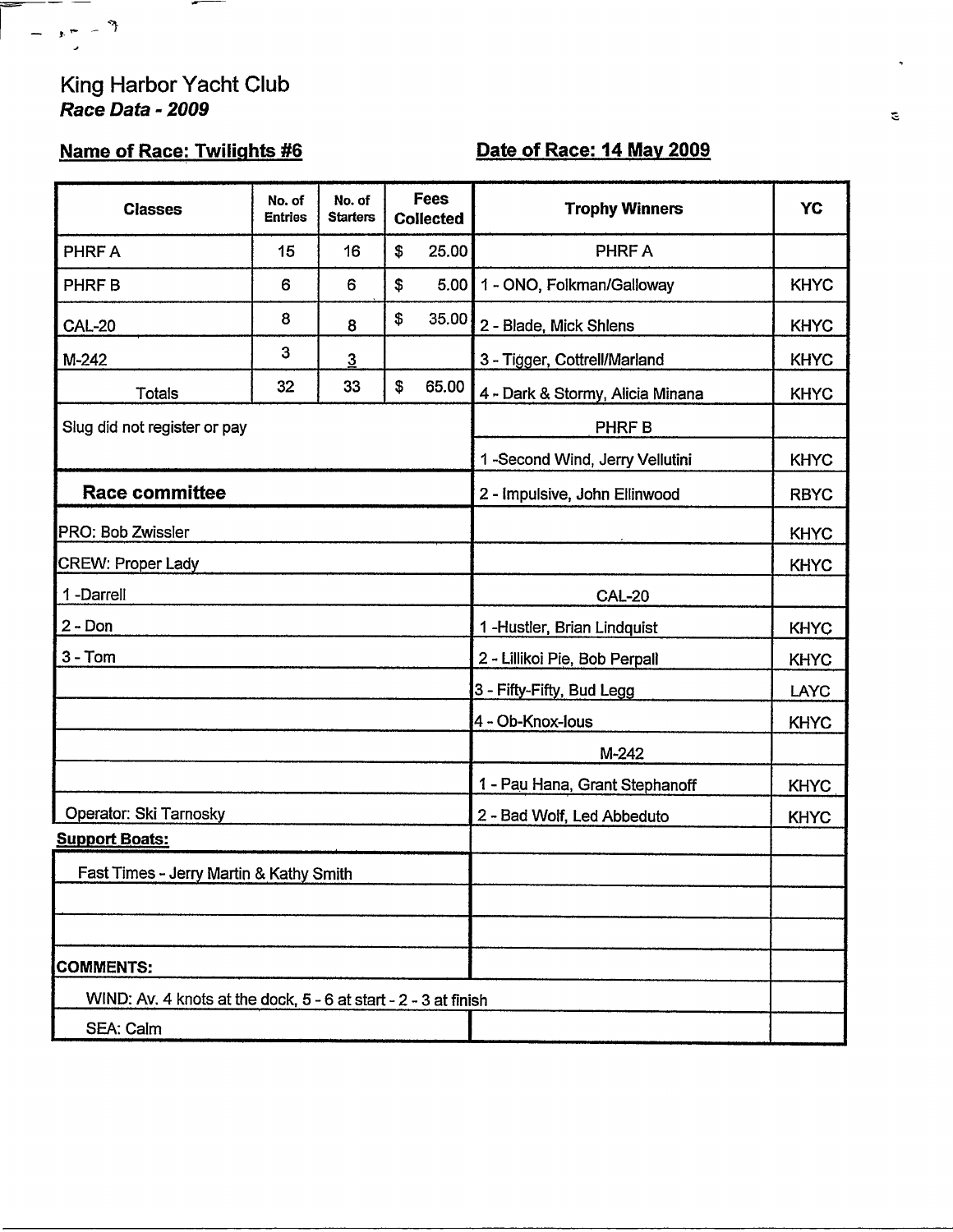# King Harbor Yacht Club

***Race Data - 2009***

**Name of Race: Twilights #6** | **Date of Race: 14 May 2009**

| Classes | No. of Entries | No. of Starters | Fees Collected | Trophy Winners | YC |
|---|---|---|---|---|---|
| PHRF A | 15 | 16 | $ 25.00 | PHRF A | |
| PHRF B | 6 | 6 | $ 5.00 | 1 - ONO, Folkman/Galloway | KHYC |
| CAL-20 | 8 | 8 | $ 35.00 | 2 - Blade, Mick Shlens | KHYC |
| M-242 | 3 | 3 | | 3 - Tigger, Cottrell/Marland | KHYC |
| Totals | 32 | 33 | $ 65.00 | 4 - Dark & Stormy, Alicia Minana | KHYC |
| Slug did not register or pay | | | | PHRF B | |
| | | | | 1 -Second Wind, Jerry Vellutini | KHYC |
| **Race committee** | | | | 2 - Impulsive, John Ellinwood | RBYC |
| PRO: Bob Zwissler | | | | | KHYC |
| CREW: Proper Lady | | | | | KHYC |
| 1 -Darrell | | | | CAL-20 | |
| 2 - Don | | | | 1 -Hustler, Brian Lindquist | KHYC |
| 3 - Tom | | | | 2 - Lillikoi Pie, Bob Perpall | KHYC |
| | | | | 3 - Fifty-Fifty, Bud Legg | LAYC |
| | | | | 4 - Ob-Knox-Ious | KHYC |
| | | | | M-242 | |
| | | | | 1 - Pau Hana, Grant Stephanoff | KHYC |
| Operator: Ski Tarnosky | | | | 2 - Bad Wolf, Led Abbeduto | KHYC |
| **Support Boats:** | | | | | |
| Fast Times - Jerry Martin & Kathy Smith | | | | | |
| | | | | | |
| | | | | | |
| **COMMENTS:** | | | | | |
| WIND: Av. 4 knots at the dock, 5 - 6 at start - 2 - 3 at finish | | | | | |
| SEA: Calm | | | | | |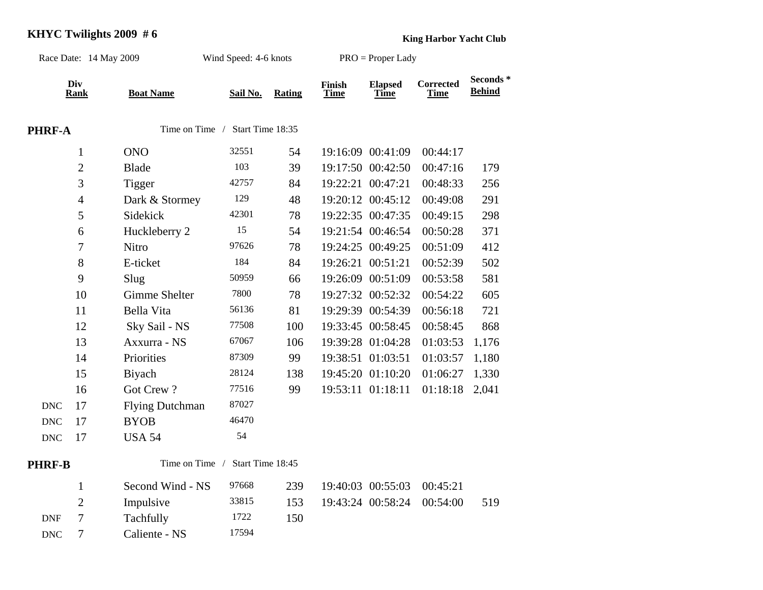# KHYC Twilights 2009 # 6

**King Harbor Yacht Club**

Race Date: 14 May 2009 Wind Speed: 4-6 knots PRO = Proper Lady

| | Div Rank | Boat Name | Sail No. | Rating | Finish Time | Elapsed Time | Corrected Time | Seconds * Behind |
|---|---|---|---|---|---|---|---|---|
| **PHRF-A** | | Time on Time / Start Time 18:35 | | | | | | |
| | 1 | ONO | 32551 | 54 | 19:16:09 | 00:41:09 | 00:44:17 | |
| | 2 | Blade | 103 | 39 | 19:17:50 | 00:42:50 | 00:47:16 | 179 |
| | 3 | Tigger | 42757 | 84 | 19:22:21 | 00:47:21 | 00:48:33 | 256 |
| | 4 | Dark & Stormey | 129 | 48 | 19:20:12 | 00:45:12 | 00:49:08 | 291 |
| | 5 | Sidekick | 42301 | 78 | 19:22:35 | 00:47:35 | 00:49:15 | 298 |
| | 6 | Huckleberry 2 | 15 | 54 | 19:21:54 | 00:46:54 | 00:50:28 | 371 |
| | 7 | Nitro | 97626 | 78 | 19:24:25 | 00:49:25 | 00:51:09 | 412 |
| | 8 | E-ticket | 184 | 84 | 19:26:21 | 00:51:21 | 00:52:39 | 502 |
| | 9 | Slug | 50959 | 66 | 19:26:09 | 00:51:09 | 00:53:58 | 581 |
| | 10 | Gimme Shelter | 7800 | 78 | 19:27:32 | 00:52:32 | 00:54:22 | 605 |
| | 11 | Bella Vita | 56136 | 81 | 19:29:39 | 00:54:39 | 00:56:18 | 721 |
| | 12 | Sky Sail - NS | 77508 | 100 | 19:33:45 | 00:58:45 | 00:58:45 | 868 |
| | 13 | Axxurra - NS | 67067 | 106 | 19:39:28 | 01:04:28 | 01:03:53 | 1,176 |
| | 14 | Priorities | 87309 | 99 | 19:38:51 | 01:03:51 | 01:03:57 | 1,180 |
| | 15 | Biyach | 28124 | 138 | 19:45:20 | 01:10:20 | 01:06:27 | 1,330 |
| | 16 | Got Crew ? | 77516 | 99 | 19:53:11 | 01:18:11 | 01:18:18 | 2,041 |
| DNC | 17 | Flying Dutchman | 87027 | | | | | |
| DNC | 17 | BYOB | 46470 | | | | | |
| DNC | 17 | USA 54 | 54 | | | | | |
| **PHRF-B** | | Time on Time / Start Time 18:45 | | | | | | |
| | 1 | Second Wind - NS | 97668 | 239 | 19:40:03 | 00:55:03 | 00:45:21 | |
| | 2 | Impulsive | 33815 | 153 | 19:43:24 | 00:58:24 | 00:54:00 | 519 |
| DNF | 7 | Tachfully | 1722 | 150 | | | | |
| DNC | 7 | Caliente - NS | 17594 | | | | | |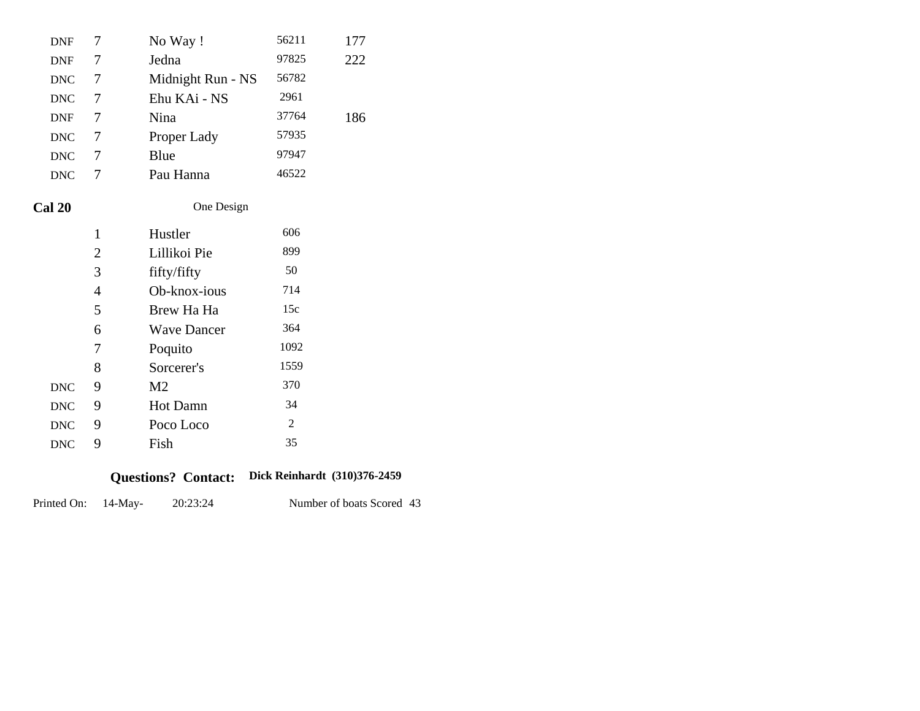| | | | | |
|---|---|---|---|---|
| DNF | 7 | No Way ! | 56211 | 177 |
| DNF | 7 | Jedna | 97825 | 222 |
| DNC | 7 | Midnight Run - NS | 56782 | |
| DNC | 7 | Ehu KAi - NS | 2961 | |
| DNF | 7 | Nina | 37764 | 186 |
| DNC | 7 | Proper Lady | 57935 | |
| DNC | 7 | Blue | 97947 | |
| DNC | 7 | Pau Hanna | 46522 | |

**Cal 20** One Design

| | | | |
|---|---|---|---|
| | 1 | Hustler | 606 |
| | 2 | Lillikoi Pie | 899 |
| | 3 | fifty/fifty | 50 |
| | 4 | Ob-knox-ious | 714 |
| | 5 | Brew Ha Ha | 15c |
| | 6 | Wave Dancer | 364 |
| | 7 | Poquito | 1092 |
| | 8 | Sorcerer's | 1559 |
| DNC | 9 | M2 | 370 |
| DNC | 9 | Hot Damn | 34 |
| DNC | 9 | Poco Loco | 2 |
| DNC | 9 | Fish | 35 |

**Questions? Contact:** **Dick Reinhardt (310)376-2459**

Printed On: 14-May- 20:23:24 Number of boats Scored 43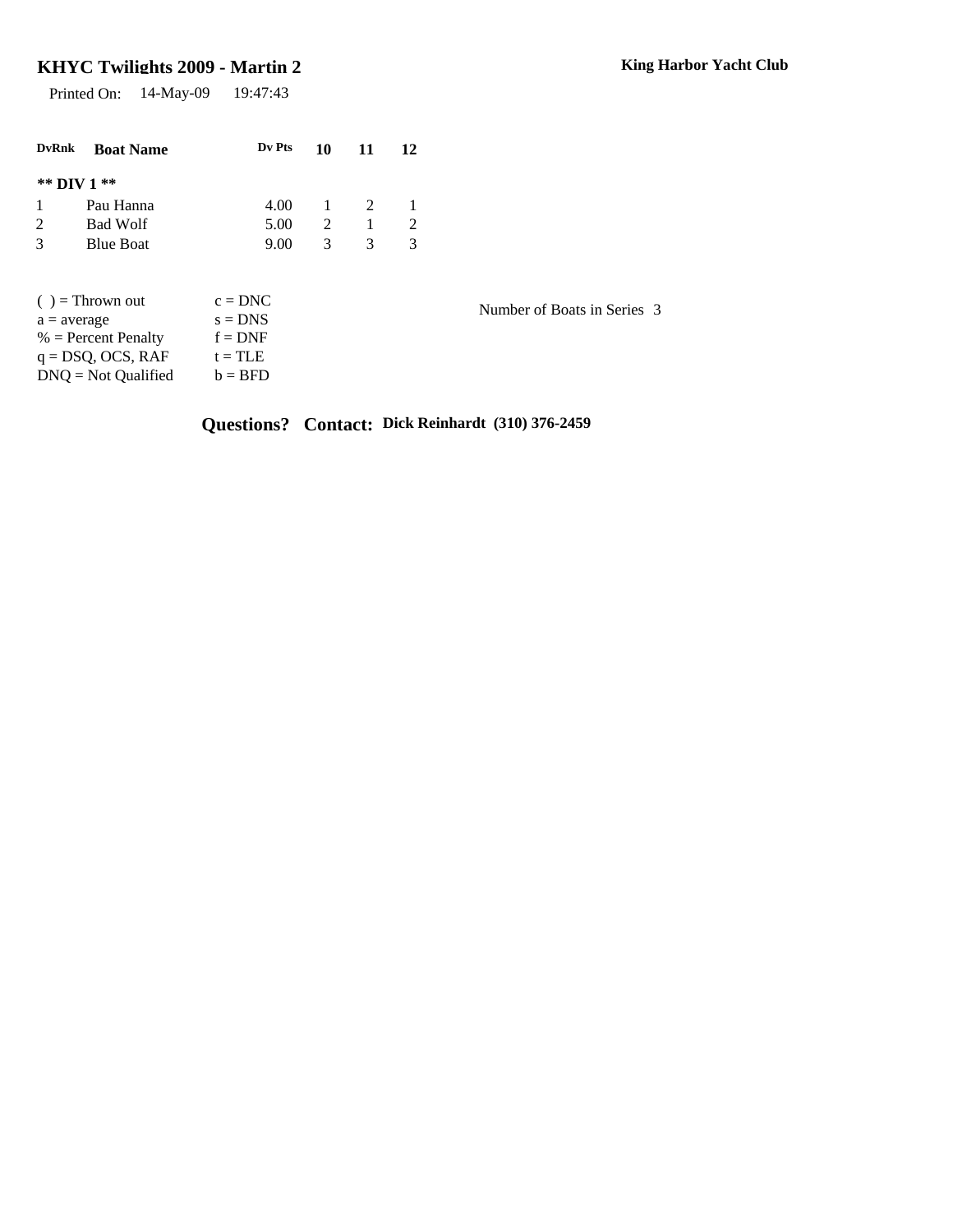# KHYC Twilights 2009 - Martin 2

**King Harbor Yacht Club**

Printed On: 14-May-09 19:47:43

| DvRnk | Boat Name | Dv Pts | 10 | 11 | 12 |
|---|---|---|---|---|---|
| **\*\* DIV 1 \*\*** | | | | | |
| 1 | Pau Hanna | 4.00 | 1 | 2 | 1 |
| 2 | Bad Wolf | 5.00 | 2 | 1 | 2 |
| 3 | Blue Boat | 9.00 | 3 | 3 | 3 |

| | |
|---|---|
| ( ) = Thrown out | c = DNC |
| a = average | s = DNS |
| % = Percent Penalty | f = DNF |
| q = DSQ, OCS, RAF | t = TLE |
| DNQ = Not Qualified | b = BFD |

Number of Boats in Series 3

**Questions? Contact: Dick Reinhardt (310) 376-2459**